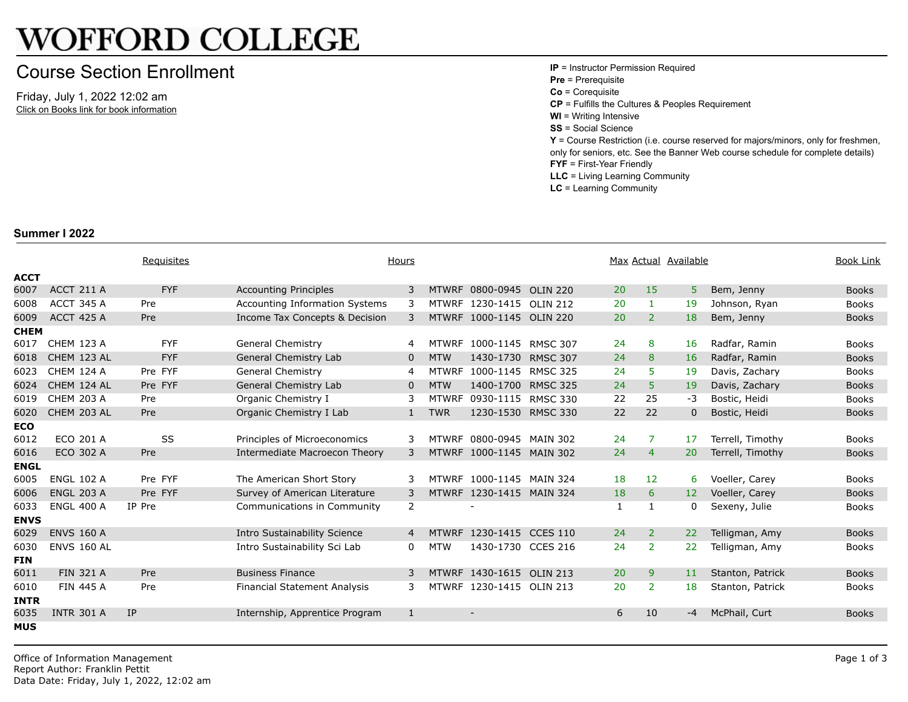# WOFFORD COLLEGE

## Course Section Enrollment

Friday, July 1, 2022 12:02 am

Click on Books link for book information

**IP** = Instructor Permission Required
**Pre** = Prerequisite
**Co** = Corequisite
**CP** = Fulfills the Cultures & Peoples Requirement
**WI** = Writing Intensive
**SS** = Social Science
**Y** = Course Restriction (i.e. course reserved for majors/minors, only for freshmen, only for seniors, etc. See the Banner Web course schedule for complete details)
**FYF** = First-Year Friendly
**LLC** = Living Learning Community
**LC** = Learning Community

### Summer I 2022

| CRN | Course | Requisites | | | Title | Hours | Days | Time | Room | Max | Actual | Available | Instructor | Book Link |
|---|---|---|---|---|---|---|---|---|---|---|---|---|---|---|
| **ACCT** | | | | | | | | | | | | | | |
| 6007 | ACCT 211 A | | | FYF | Accounting Principles | 3 | MTWRF | 0800-0945 | OLIN 220 | 20 | 15 | 5 | Bem, Jenny | Books |
| 6008 | ACCT 345 A | | Pre | | Accounting Information Systems | 3 | MTWRF | 1230-1415 | OLIN 212 | 20 | 1 | 19 | Johnson, Ryan | Books |
| 6009 | ACCT 425 A | | Pre | | Income Tax Concepts & Decision | 3 | MTWRF | 1000-1145 | OLIN 220 | 20 | 2 | 18 | Bem, Jenny | Books |
| **CHEM** | | | | | | | | | | | | | | |
| 6017 | CHEM 123 A | | | FYF | General Chemistry | 4 | MTWRF | 1000-1145 | RMSC 307 | 24 | 8 | 16 | Radfar, Ramin | Books |
| 6018 | CHEM 123 AL | | | FYF | General Chemistry Lab | 0 | MTW | 1430-1730 | RMSC 307 | 24 | 8 | 16 | Radfar, Ramin | Books |
| 6023 | CHEM 124 A | | Pre | FYF | General Chemistry | 4 | MTWRF | 1000-1145 | RMSC 325 | 24 | 5 | 19 | Davis, Zachary | Books |
| 6024 | CHEM 124 AL | | Pre | FYF | General Chemistry Lab | 0 | MTW | 1400-1700 | RMSC 325 | 24 | 5 | 19 | Davis, Zachary | Books |
| 6019 | CHEM 203 A | | Pre | | Organic Chemistry I | 3 | MTWRF | 0930-1115 | RMSC 330 | 22 | 25 | -3 | Bostic, Heidi | Books |
| 6020 | CHEM 203 AL | | Pre | | Organic Chemistry I Lab | 1 | TWR | 1230-1530 | RMSC 330 | 22 | 22 | 0 | Bostic, Heidi | Books |
| **ECO** | | | | | | | | | | | | | | |
| 6012 | ECO 201 A | | | SS | Principles of Microeconomics | 3 | MTWRF | 0800-0945 | MAIN 302 | 24 | 7 | 17 | Terrell, Timothy | Books |
| 6016 | ECO 302 A | | Pre | | Intermediate Macroecon Theory | 3 | MTWRF | 1000-1145 | MAIN 302 | 24 | 4 | 20 | Terrell, Timothy | Books |
| **ENGL** | | | | | | | | | | | | | | |
| 6005 | ENGL 102 A | | Pre | FYF | The American Short Story | 3 | MTWRF | 1000-1145 | MAIN 324 | 18 | 12 | 6 | Voeller, Carey | Books |
| 6006 | ENGL 203 A | | Pre | FYF | Survey of American Literature | 3 | MTWRF | 1230-1415 | MAIN 324 | 18 | 6 | 12 | Voeller, Carey | Books |
| 6033 | ENGL 400 A | IP | Pre | | Communications in Community | 2 | | - | | 1 | 1 | 0 | Sexeny, Julie | Books |
| **ENVS** | | | | | | | | | | | | | | |
| 6029 | ENVS 160 A | | | | Intro Sustainability Science | 4 | MTWRF | 1230-1415 | CCES 110 | 24 | 2 | 22 | Telligman, Amy | Books |
| 6030 | ENVS 160 AL | | | | Intro Sustainability Sci Lab | 0 | MTW | 1430-1730 | CCES 216 | 24 | 2 | 22 | Telligman, Amy | Books |
| **FIN** | | | | | | | | | | | | | | |
| 6011 | FIN 321 A | | Pre | | Business Finance | 3 | MTWRF | 1430-1615 | OLIN 213 | 20 | 9 | 11 | Stanton, Patrick | Books |
| 6010 | FIN 445 A | | Pre | | Financial Statement Analysis | 3 | MTWRF | 1230-1415 | OLIN 213 | 20 | 2 | 18 | Stanton, Patrick | Books |
| **INTR** | | | | | | | | | | | | | | |
| 6035 | INTR 301 A | IP | | | Internship, Apprentice Program | 1 | | - | | 6 | 10 | -4 | McPhail, Curt | Books |
| **MUS** | | | | | | | | | | | | | | |

Office of Information Management
Report Author: Franklin Pettit
Data Date: Friday, July 1, 2022, 12:02 am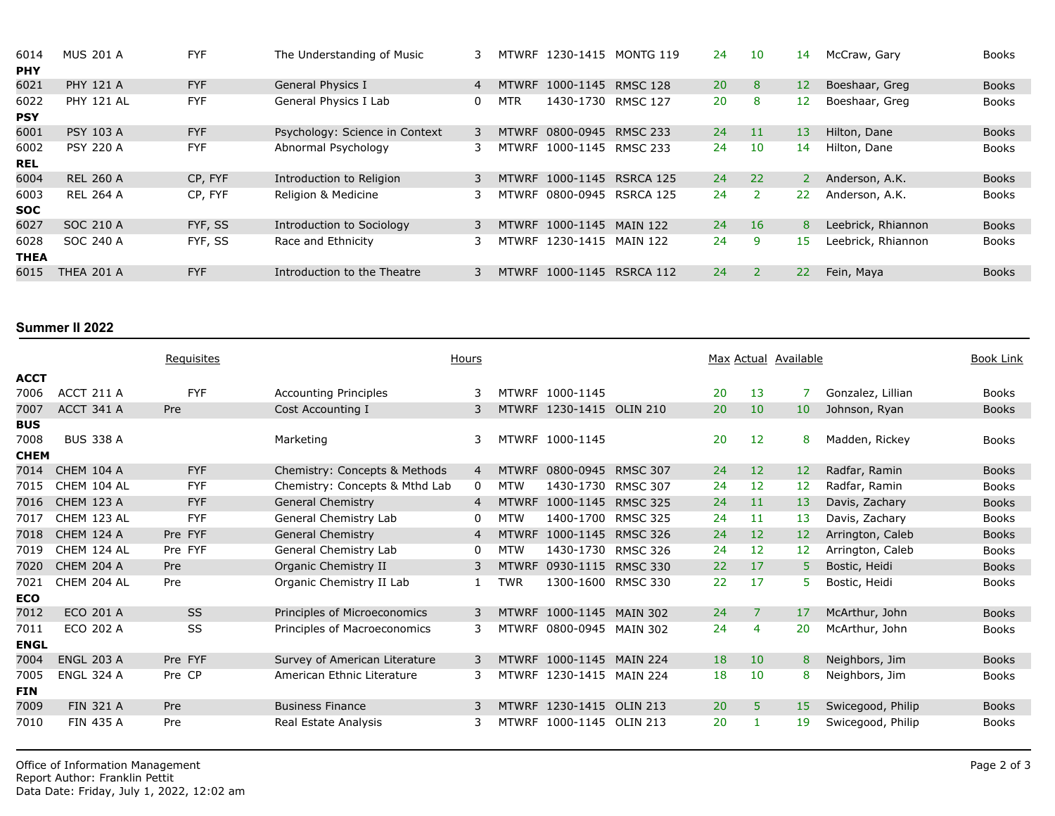| | | Requisites | | Hours | | | | Max | Actual | Available | | Book Link |
|---|---|---|---|---|---|---|---|---|---|---|---|---|
| 6014 | MUS 201 A | FYF | The Understanding of Music | 3 | MTWRF | 1230-1415 | MONTG 119 | 24 | 10 | 14 | McCraw, Gary | Books |
| **PHY** | | | | | | | | | | | | |
| 6021 | PHY 121 A | FYF | General Physics I | 4 | MTWRF | 1000-1145 | RMSC 128 | 20 | 8 | 12 | Boeshaar, Greg | Books |
| 6022 | PHY 121 AL | FYF | General Physics I Lab | 0 | MTR | 1430-1730 | RMSC 127 | 20 | 8 | 12 | Boeshaar, Greg | Books |
| **PSY** | | | | | | | | | | | | |
| 6001 | PSY 103 A | FYF | Psychology: Science in Context | 3 | MTWRF | 0800-0945 | RMSC 233 | 24 | 11 | 13 | Hilton, Dane | Books |
| 6002 | PSY 220 A | FYF | Abnormal Psychology | 3 | MTWRF | 1000-1145 | RMSC 233 | 24 | 10 | 14 | Hilton, Dane | Books |
| **REL** | | | | | | | | | | | | |
| 6004 | REL 260 A | CP, FYF | Introduction to Religion | 3 | MTWRF | 1000-1145 | RSRCA 125 | 24 | 22 | 2 | Anderson, A.K. | Books |
| 6003 | REL 264 A | CP, FYF | Religion & Medicine | 3 | MTWRF | 0800-0945 | RSRCA 125 | 24 | 2 | 22 | Anderson, A.K. | Books |
| **SOC** | | | | | | | | | | | | |
| 6027 | SOC 210 A | FYF, SS | Introduction to Sociology | 3 | MTWRF | 1000-1145 | MAIN 122 | 24 | 16 | 8 | Leebrick, Rhiannon | Books |
| 6028 | SOC 240 A | FYF, SS | Race and Ethnicity | 3 | MTWRF | 1230-1415 | MAIN 122 | 24 | 9 | 15 | Leebrick, Rhiannon | Books |
| **THEA** | | | | | | | | | | | | |
| 6015 | THEA 201 A | FYF | Introduction to the Theatre | 3 | MTWRF | 1000-1145 | RSRCA 112 | 24 | 2 | 22 | Fein, Maya | Books |

## Summer II 2022

| | | Requisites | | Hours | | | | Max | Actual | Available | | Book Link |
|---|---|---|---|---|---|---|---|---|---|---|---|---|
| **ACCT** | | | | | | | | | | | | |
| 7006 | ACCT 211 A | FYF | Accounting Principles | 3 | MTWRF | 1000-1145 | | 20 | 13 | 7 | Gonzalez, Lillian | Books |
| 7007 | ACCT 341 A | Pre | Cost Accounting I | 3 | MTWRF | 1230-1415 | OLIN 210 | 20 | 10 | 10 | Johnson, Ryan | Books |
| **BUS** | | | | | | | | | | | | |
| 7008 | BUS 338 A | | Marketing | 3 | MTWRF | 1000-1145 | | 20 | 12 | 8 | Madden, Rickey | Books |
| **CHEM** | | | | | | | | | | | | |
| 7014 | CHEM 104 A | FYF | Chemistry: Concepts & Methods | 4 | MTWRF | 0800-0945 | RMSC 307 | 24 | 12 | 12 | Radfar, Ramin | Books |
| 7015 | CHEM 104 AL | FYF | Chemistry: Concepts & Mthd Lab | 0 | MTW | 1430-1730 | RMSC 307 | 24 | 12 | 12 | Radfar, Ramin | Books |
| 7016 | CHEM 123 A | FYF | General Chemistry | 4 | MTWRF | 1000-1145 | RMSC 325 | 24 | 11 | 13 | Davis, Zachary | Books |
| 7017 | CHEM 123 AL | FYF | General Chemistry Lab | 0 | MTW | 1400-1700 | RMSC 325 | 24 | 11 | 13 | Davis, Zachary | Books |
| 7018 | CHEM 124 A | Pre FYF | General Chemistry | 4 | MTWRF | 1000-1145 | RMSC 326 | 24 | 12 | 12 | Arrington, Caleb | Books |
| 7019 | CHEM 124 AL | Pre FYF | General Chemistry Lab | 0 | MTW | 1430-1730 | RMSC 326 | 24 | 12 | 12 | Arrington, Caleb | Books |
| 7020 | CHEM 204 A | Pre | Organic Chemistry II | 3 | MTWRF | 0930-1115 | RMSC 330 | 22 | 17 | 5 | Bostic, Heidi | Books |
| 7021 | CHEM 204 AL | Pre | Organic Chemistry II Lab | 1 | TWR | 1300-1600 | RMSC 330 | 22 | 17 | 5 | Bostic, Heidi | Books |
| **ECO** | | | | | | | | | | | | |
| 7012 | ECO 201 A | SS | Principles of Microeconomics | 3 | MTWRF | 1000-1145 | MAIN 302 | 24 | 7 | 17 | McArthur, John | Books |
| 7011 | ECO 202 A | SS | Principles of Macroeconomics | 3 | MTWRF | 0800-0945 | MAIN 302 | 24 | 4 | 20 | McArthur, John | Books |
| **ENGL** | | | | | | | | | | | | |
| 7004 | ENGL 203 A | Pre FYF | Survey of American Literature | 3 | MTWRF | 1000-1145 | MAIN 224 | 18 | 10 | 8 | Neighbors, Jim | Books |
| 7005 | ENGL 324 A | Pre CP | American Ethnic Literature | 3 | MTWRF | 1230-1415 | MAIN 224 | 18 | 10 | 8 | Neighbors, Jim | Books |
| **FIN** | | | | | | | | | | | | |
| 7009 | FIN 321 A | Pre | Business Finance | 3 | MTWRF | 1230-1415 | OLIN 213 | 20 | 5 | 15 | Swicegood, Philip | Books |
| 7010 | FIN 435 A | Pre | Real Estate Analysis | 3 | MTWRF | 1000-1145 | OLIN 213 | 20 | 1 | 19 | Swicegood, Philip | Books |

Office of Information Management
Report Author: Franklin Pettit
Data Date: Friday, July 1, 2022, 12:02 am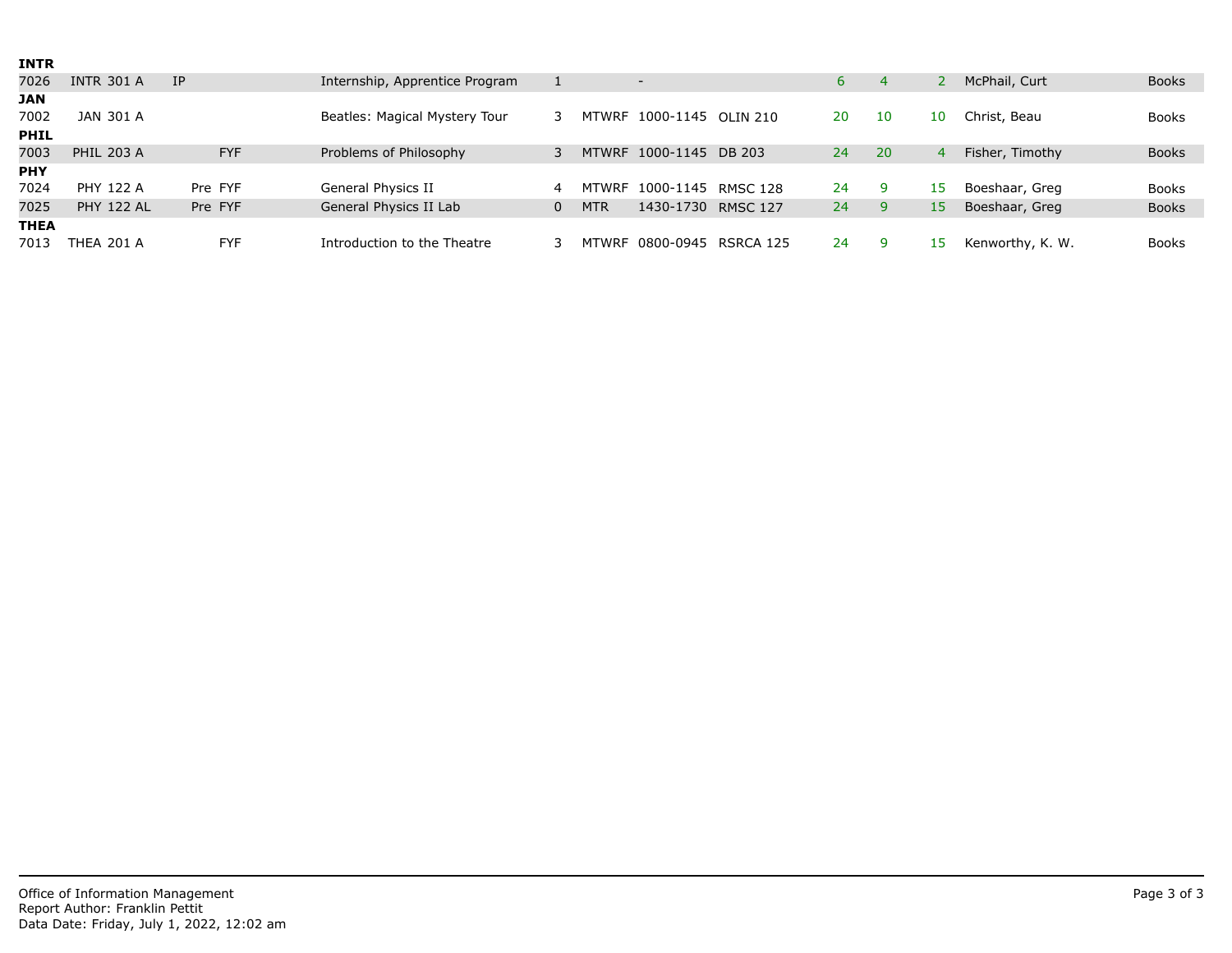| | | | | | | | | | | | | | |
|---|---|---|---|---|---|---|---|---|---|---|---|---|---|
| **INTR** | | | | | | | | | | | | | |
| 7026 | INTR 301 A | IP | | Internship, Apprentice Program | 1 | | - | | 6 | 4 | 2 | McPhail, Curt | Books |
| **JAN** | | | | | | | | | | | | | |
| 7002 | JAN 301 A | | | Beatles: Magical Mystery Tour | 3 | MTWRF | 1000-1145 | OLIN 210 | 20 | 10 | 10 | Christ, Beau | Books |
| **PHIL** | | | | | | | | | | | | | |
| 7003 | PHIL 203 A | | FYF | Problems of Philosophy | 3 | MTWRF | 1000-1145 | DB 203 | 24 | 20 | 4 | Fisher, Timothy | Books |
| **PHY** | | | | | | | | | | | | | |
| 7024 | PHY 122 A | Pre | FYF | General Physics II | 4 | MTWRF | 1000-1145 | RMSC 128 | 24 | 9 | 15 | Boeshaar, Greg | Books |
| 7025 | PHY 122 AL | Pre | FYF | General Physics II Lab | 0 | MTR | 1430-1730 | RMSC 127 | 24 | 9 | 15 | Boeshaar, Greg | Books |
| **THEA** | | | | | | | | | | | | | |
| 7013 | THEA 201 A | | FYF | Introduction to the Theatre | 3 | MTWRF | 0800-0945 | RSRCA 125 | 24 | 9 | 15 | Kenworthy, K. W. | Books |

Office of Information Management
Report Author: Franklin Pettit
Data Date: Friday, July 1, 2022, 12:02 am